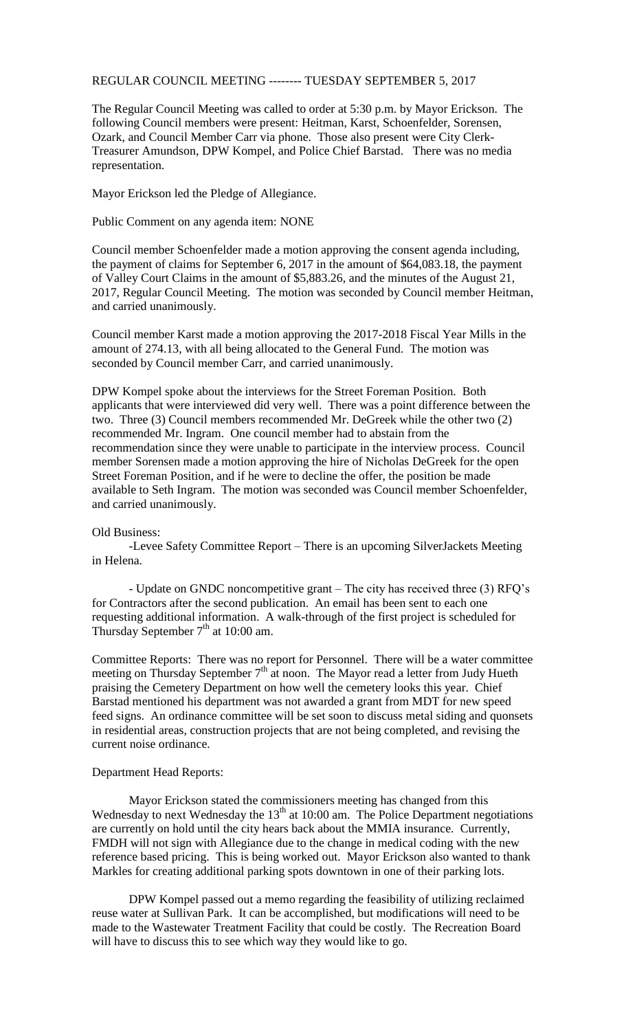# REGULAR COUNCIL MEETING -------- TUESDAY SEPTEMBER 5, 2017

The Regular Council Meeting was called to order at 5:30 p.m. by Mayor Erickson. The following Council members were present: Heitman, Karst, Schoenfelder, Sorensen, Ozark, and Council Member Carr via phone. Those also present were City Clerk-Treasurer Amundson, DPW Kompel, and Police Chief Barstad. There was no media representation.

Mayor Erickson led the Pledge of Allegiance.

Public Comment on any agenda item: NONE

Council member Schoenfelder made a motion approving the consent agenda including, the payment of claims for September 6, 2017 in the amount of $64,083.18, the payment of Valley Court Claims in the amount of $5,883.26, and the minutes of the August 21, 2017, Regular Council Meeting. The motion was seconded by Council member Heitman, and carried unanimously.

Council member Karst made a motion approving the 2017-2018 Fiscal Year Mills in the amount of 274.13, with all being allocated to the General Fund. The motion was seconded by Council member Carr, and carried unanimously.

DPW Kompel spoke about the interviews for the Street Foreman Position. Both applicants that were interviewed did very well. There was a point difference between the two. Three (3) Council members recommended Mr. DeGreek while the other two (2) recommended Mr. Ingram. One council member had to abstain from the recommendation since they were unable to participate in the interview process. Council member Sorensen made a motion approving the hire of Nicholas DeGreek for the open Street Foreman Position, and if he were to decline the offer, the position be made available to Seth Ingram. The motion was seconded was Council member Schoenfelder, and carried unanimously.

Old Business:

-Levee Safety Committee Report – There is an upcoming SilverJackets Meeting in Helena.

- Update on GNDC noncompetitive grant – The city has received three (3) RFQ's for Contractors after the second publication. An email has been sent to each one requesting additional information. A walk-through of the first project is scheduled for Thursday September 7th at 10:00 am.

Committee Reports: There was no report for Personnel. There will be a water committee meeting on Thursday September 7th at noon. The Mayor read a letter from Judy Hueth praising the Cemetery Department on how well the cemetery looks this year. Chief Barstad mentioned his department was not awarded a grant from MDT for new speed feed signs. An ordinance committee will be set soon to discuss metal siding and quonsets in residential areas, construction projects that are not being completed, and revising the current noise ordinance.

Department Head Reports:

Mayor Erickson stated the commissioners meeting has changed from this Wednesday to next Wednesday the 13th at 10:00 am. The Police Department negotiations are currently on hold until the city hears back about the MMIA insurance. Currently, FMDH will not sign with Allegiance due to the change in medical coding with the new reference based pricing. This is being worked out. Mayor Erickson also wanted to thank Markles for creating additional parking spots downtown in one of their parking lots.

DPW Kompel passed out a memo regarding the feasibility of utilizing reclaimed reuse water at Sullivan Park. It can be accomplished, but modifications will need to be made to the Wastewater Treatment Facility that could be costly. The Recreation Board will have to discuss this to see which way they would like to go.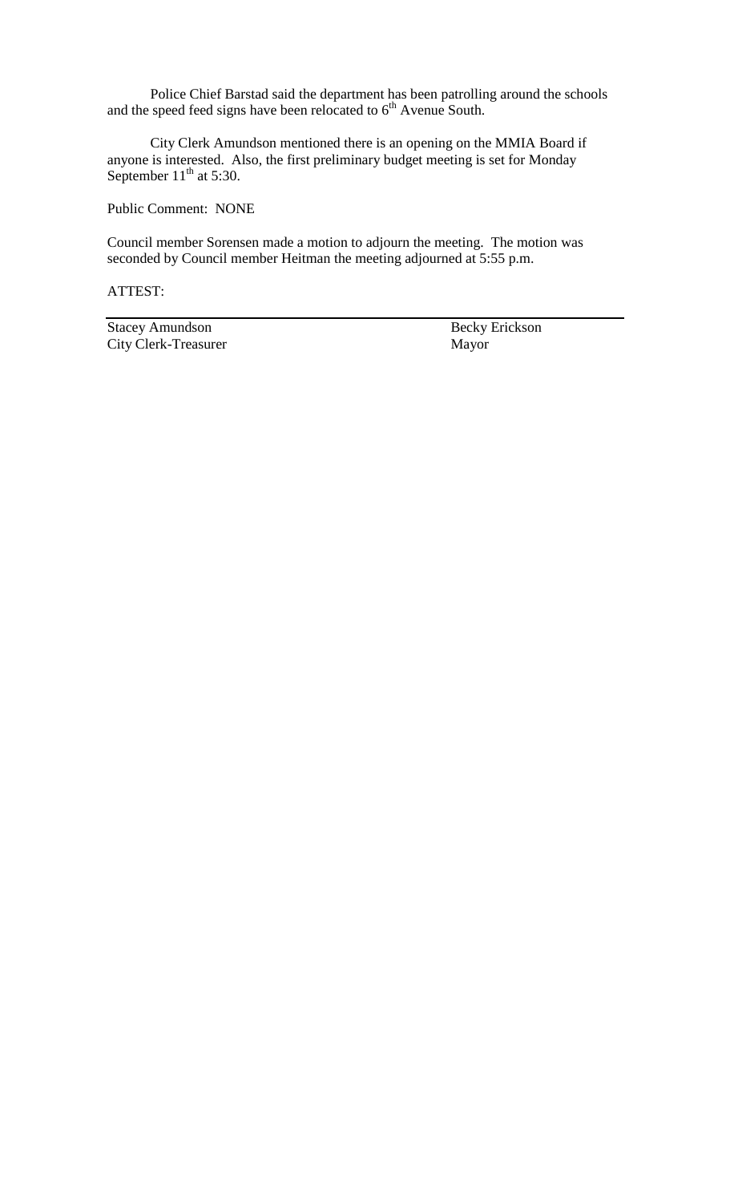Police Chief Barstad said the department has been patrolling around the schools and the speed feed signs have been relocated to 6th Avenue South.

City Clerk Amundson mentioned there is an opening on the MMIA Board if anyone is interested. Also, the first preliminary budget meeting is set for Monday September 11th at 5:30.

Public Comment: NONE

Council member Sorensen made a motion to adjourn the meeting. The motion was seconded by Council member Heitman the meeting adjourned at 5:55 p.m.

ATTEST:

| | |
|---|---|
| Stacey Amundson | Becky Erickson |
| City Clerk-Treasurer | Mayor |